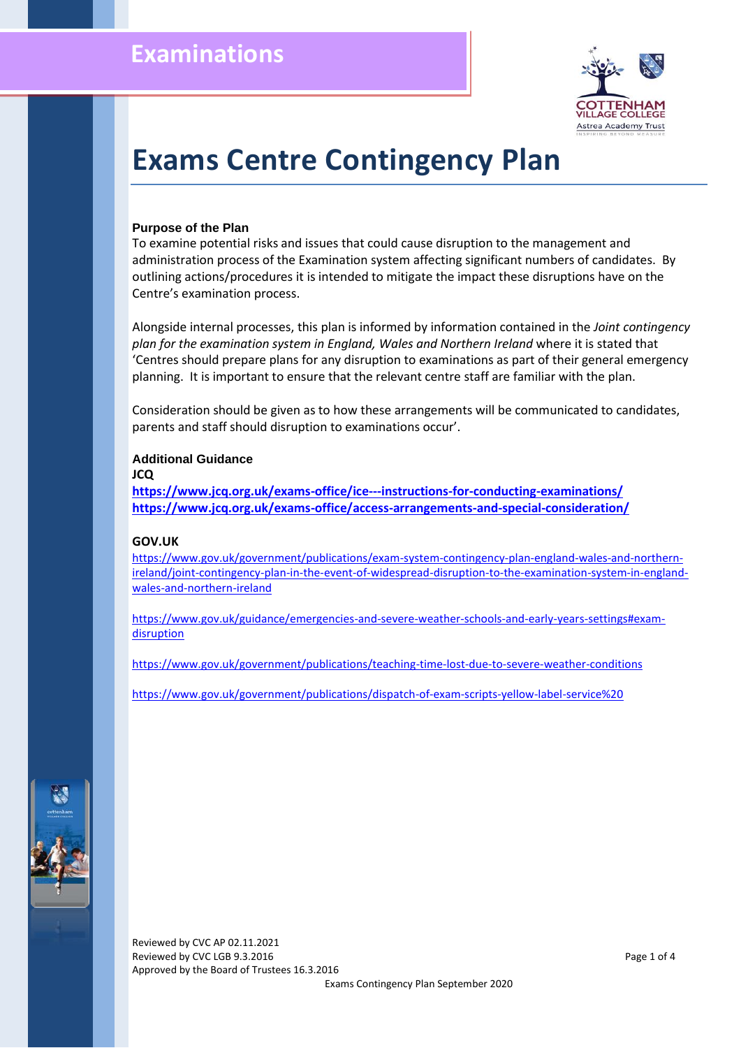# Examinations

# Exams Centre Contingency Plan

**Purpose of the Plan**

To examine potential risks and issues that could cause disruption to the management and administration process of the Examination system affecting significant numbers of candidates. By outlining actions/procedures it is intended to mitigate the impact these disruptions have on the Centre's examination process.

Alongside internal processes, this plan is informed by information contained in the *Joint contingency plan for the examination system in England, Wales and Northern Ireland* where it is stated that 'Centres should prepare plans for any disruption to examinations as part of their general emergency planning. It is important to ensure that the relevant centre staff are familiar with the plan.

Consideration should be given as to how these arrangements will be communicated to candidates, parents and staff should disruption to examinations occur'.

**Additional Guidance**

**JCQ**

**https://www.jcq.org.uk/exams-office/ice---instructions-for-conducting-examinations/**
**https://www.jcq.org.uk/exams-office/access-arrangements-and-special-consideration/**

**GOV.UK**

https://www.gov.uk/government/publications/exam-system-contingency-plan-england-wales-and-northern-ireland/joint-contingency-plan-in-the-event-of-widespread-disruption-to-the-examination-system-in-england-wales-and-northern-ireland

https://www.gov.uk/guidance/emergencies-and-severe-weather-schools-and-early-years-settings#exam-disruption

https://www.gov.uk/government/publications/teaching-time-lost-due-to-severe-weather-conditions

https://www.gov.uk/government/publications/dispatch-of-exam-scripts-yellow-label-service%20

Reviewed by CVC AP 02.11.2021
Reviewed by CVC LGB 9.3.2016
Approved by the Board of Trustees 16.3.2016

Exams Contingency Plan September 2020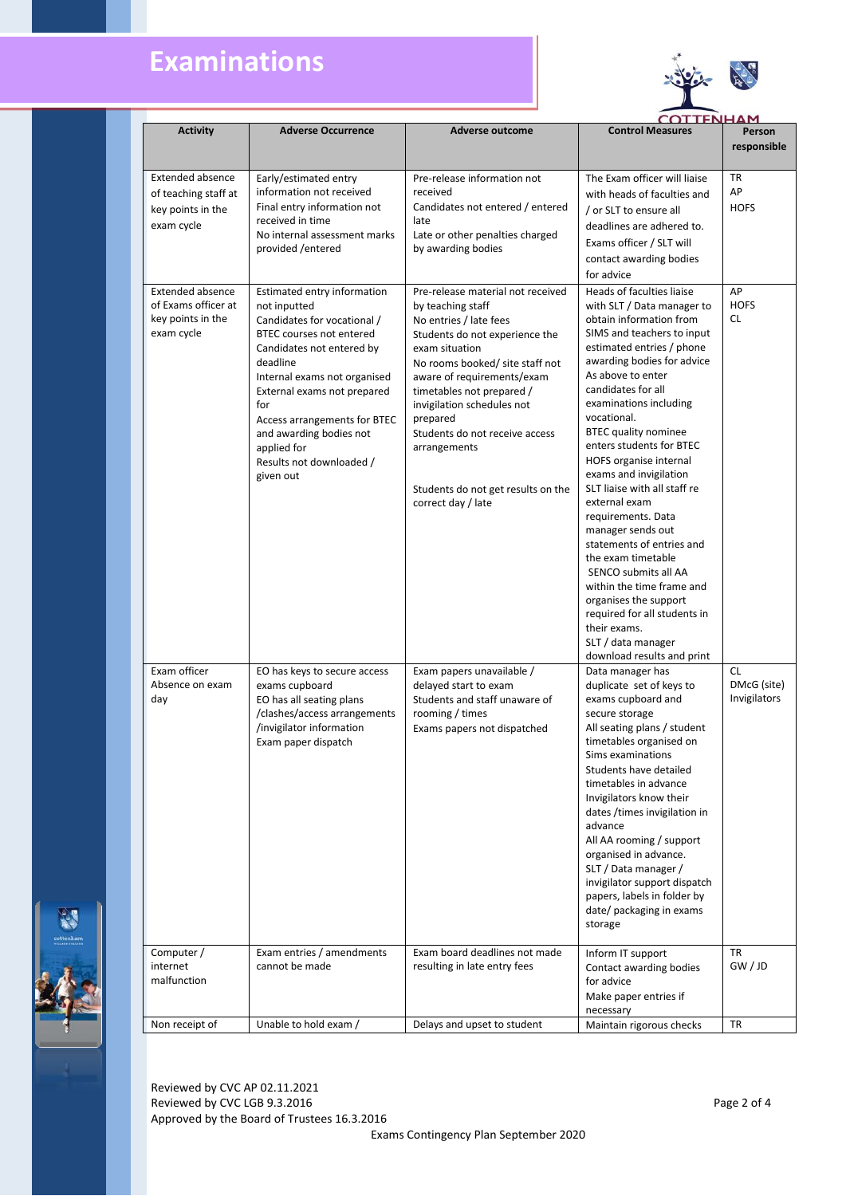# Examinations

| Activity | Adverse Occurrence | Adverse outcome | Control Measures | Person responsible |
|---|---|---|---|---|
| Extended absence of teaching staff at key points in the exam cycle | Early/estimated entry information not received<br>Final entry information not received in time<br>No internal assessment marks provided /entered | Pre-release information not received<br>Candidates not entered / entered late<br>Late or other penalties charged by awarding bodies | The Exam officer will liaise with heads of faculties and / or SLT to ensure all deadlines are adhered to.<br>Exams officer / SLT will contact awarding bodies for advice | TR<br>AP<br>HOFS |
| Extended absence of Exams officer at key points in the exam cycle | Estimated entry information not inputted<br>Candidates for vocational / BTEC courses not entered<br>Candidates not entered by deadline<br>Internal exams not organised<br>External exams not prepared for<br>Access arrangements for BTEC and awarding bodies not applied for<br>Results not downloaded / given out | Pre-release material not received by teaching staff<br>No entries / late fees<br>Students do not experience the exam situation<br>No rooms booked/ site staff not aware of requirements/exam timetables not prepared / invigilation schedules not prepared<br>Students do not receive access arrangements<br><br>Students do not get results on the correct day / late | Heads of faculties liaise with SLT / Data manager to obtain information from SIMS and teachers to input estimated entries / phone awarding bodies for advice<br>As above to enter candidates for all examinations including vocational.<br>BTEC quality nominee enters students for BTEC<br>HOFS organise internal exams and invigilation<br>SLT liaise with all staff re external exam requirements. Data manager sends out statements of entries and the exam timetable<br>SENCO submits all AA within the time frame and organises the support required for all students in their exams.<br>SLT / data manager download results and print | AP<br>HOFS<br>CL |
| Exam officer Absence on exam day | EO has keys to secure access exams cupboard<br>EO has all seating plans /clashes/access arrangements /invigilator information<br>Exam paper dispatch | Exam papers unavailable / delayed start to exam<br>Students and staff unaware of rooming / times<br>Exams papers not dispatched | Data manager has duplicate set of keys to exams cupboard and secure storage<br>All seating plans / student timetables organised on Sims examinations<br>Students have detailed timetables in advance<br>Invigilators know their dates /times invigilation in advance<br>All AA rooming / support organised in advance.<br>SLT / Data manager / invigilator support dispatch papers, labels in folder by date/ packaging in exams storage | CL<br>DMcG (site)<br>Invigilators |
| Computer / internet malfunction | Exam entries / amendments cannot be made | Exam board deadlines not made resulting in late entry fees | Inform IT support<br>Contact awarding bodies for advice<br>Make paper entries if necessary | TR<br>GW / JD |
| Non receipt of | Unable to hold exam / | Delays and upset to student | Maintain rigorous checks | TR |

Reviewed by CVC AP 02.11.2021
Reviewed by CVC LGB 9.3.2016
Approved by the Board of Trustees 16.3.2016

Exams Contingency Plan September 2020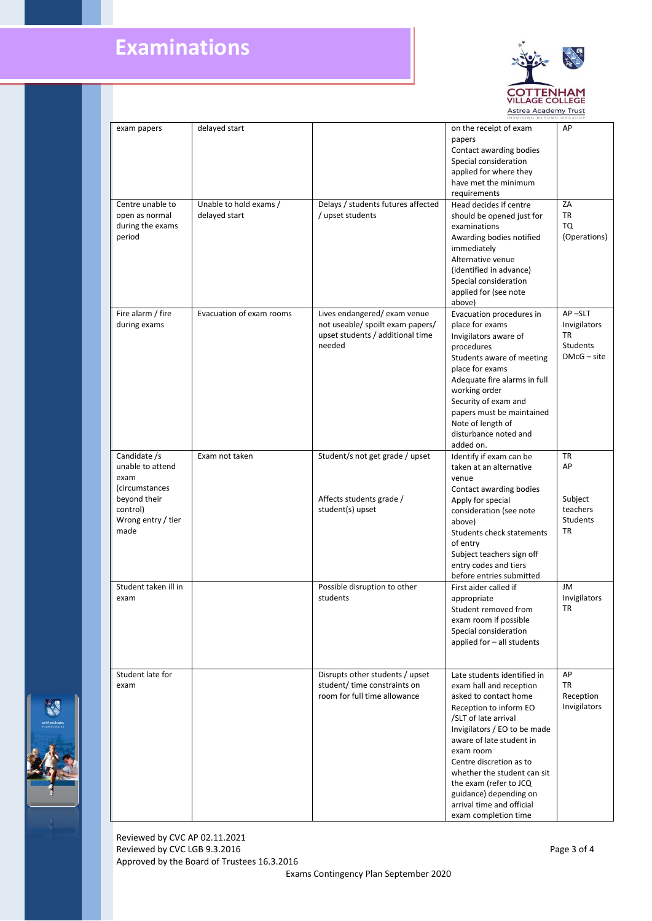# Examinations

| | | | | |
|---|---|---|---|---|
| exam papers | delayed start | | on the receipt of exam papers<br>Contact awarding bodies<br>Special consideration applied for where they have met the minimum requirements | AP |
| Centre unable to open as normal during the exams period | Unable to hold exams / delayed start | Delays / students futures affected / upset students | Head decides if centre should be opened just for examinations<br>Awarding bodies notified immediately<br>Alternative venue (identified in advance)<br>Special consideration applied for (see note above) | ZA<br>TR<br>TQ<br>(Operations) |
| Fire alarm / fire during exams | Evacuation of exam rooms | Lives endangered/ exam venue not useable/ spoilt exam papers/ upset students / additional time needed | Evacuation procedures in place for exams<br>Invigilators aware of procedures<br>Students aware of meeting place for exams<br>Adequate fire alarms in full working order<br>Security of exam and papers must be maintained<br>Note of length of disturbance noted and added on. | AP –SLT<br>Invigilators<br>TR<br>Students<br>DMcG – site |
| Candidate /s unable to attend exam (circumstances beyond their control)<br>Wrong entry / tier made | Exam not taken | Student/s not get grade / upset<br><br>Affects students grade / student(s) upset | Identify if exam can be taken at an alternative venue<br>Contact awarding bodies<br>Apply for special consideration (see note above)<br>Students check statements of entry<br>Subject teachers sign off entry codes and tiers before entries submitted | TR<br>AP<br><br>Subject teachers<br>Students<br>TR |
| Student taken ill in exam | | Possible disruption to other students | First aider called if appropriate<br>Student removed from exam room if possible<br>Special consideration applied for – all students | JM<br>Invigilators<br>TR |
| Student late for exam | | Disrupts other students / upset student/ time constraints on room for full time allowance | Late students identified in exam hall and reception asked to contact home<br>Reception to inform EO /SLT of late arrival<br>Invigilators / EO to be made aware of late student in exam room<br>Centre discretion as to whether the student can sit the exam (refer to JCQ guidance) depending on arrival time and official exam completion time | AP<br>TR<br>Reception<br>Invigilators |

Reviewed by CVC AP 02.11.2021
Reviewed by CVC LGB 9.3.2016
Approved by the Board of Trustees 16.3.2016

Exams Contingency Plan September 2020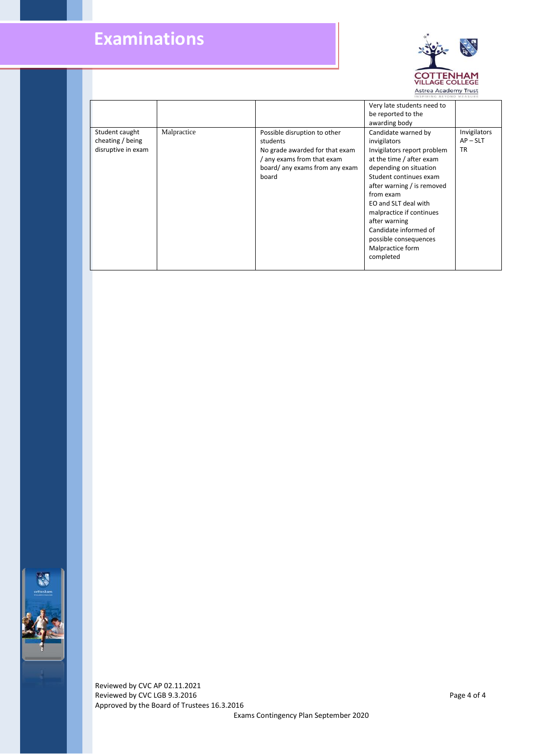# Examinations

| | | | | |
|---|---|---|---|---|
| | | | Very late students need to be reported to the awarding body | |
| Student caught cheating / being disruptive in exam | Malpractice | Possible disruption to other students<br>No grade awarded for that exam / any exams from that exam board/ any exams from any exam board | Candidate warned by invigilators<br>Invigilators report problem at the time / after exam depending on situation<br>Student continues exam after warning / is removed from exam<br>EO and SLT deal with malpractice if continues after warning<br>Candidate informed of possible consequences<br>Malpractice form completed | Invigilators<br>AP – SLT<br>TR |

Reviewed by CVC AP 02.11.2021
Reviewed by CVC LGB 9.3.2016
Approved by the Board of Trustees 16.3.2016
Exams Contingency Plan September 2020